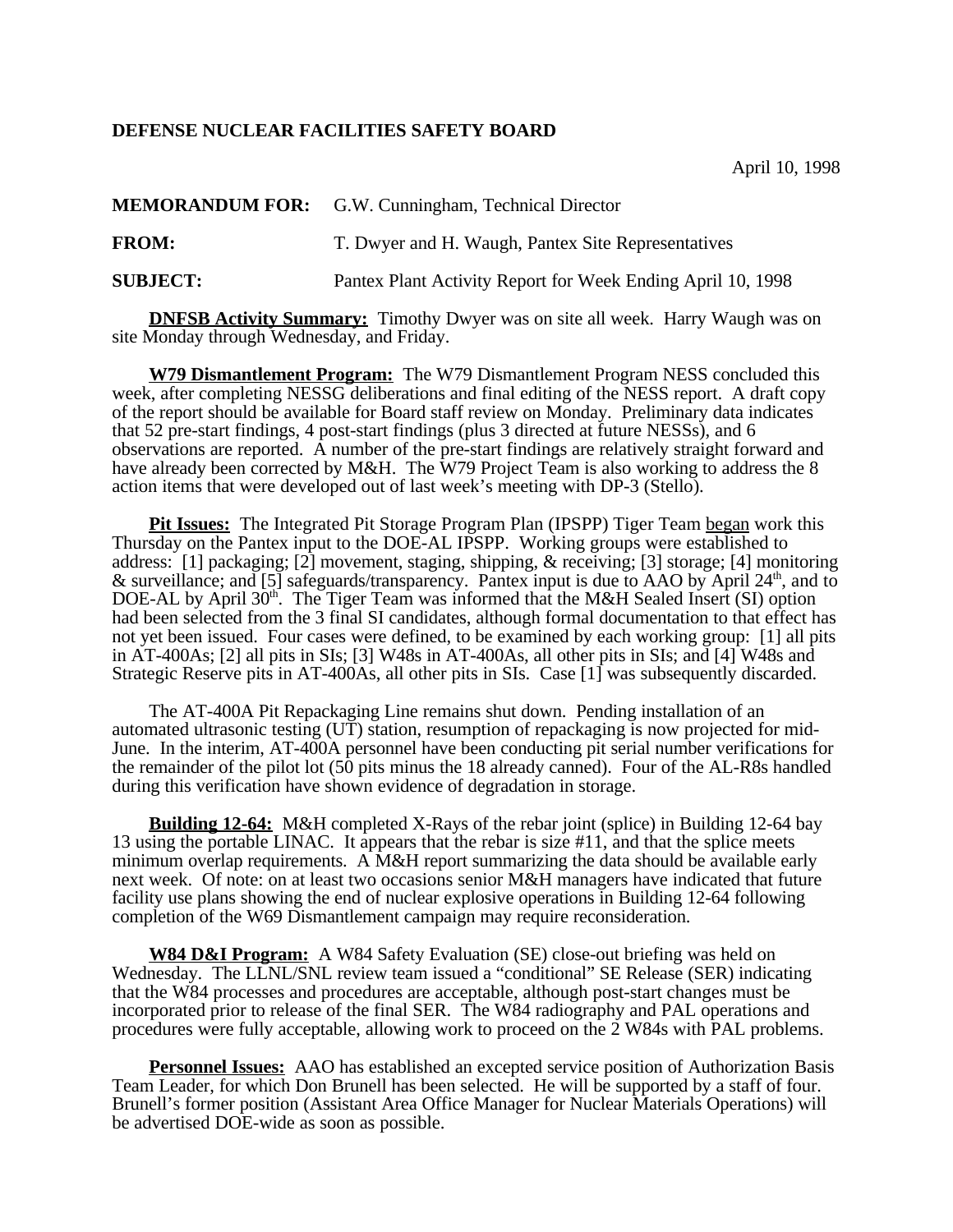**DEFENSE NUCLEAR FACILITIES SAFETY BOARD**

April 10, 1998

**MEMORANDUM FOR:** G.W. Cunningham, Technical Director

**FROM:** T. Dwyer and H. Waugh, Pantex Site Representatives

**SUBJECT:** Pantex Plant Activity Report for Week Ending April 10, 1998

**DNFSB Activity Summary:** Timothy Dwyer was on site all week. Harry Waugh was on site Monday through Wednesday, and Friday.

**W79 Dismantlement Program:** The W79 Dismantlement Program NESS concluded this week, after completing NESSG deliberations and final editing of the NESS report. A draft copy of the report should be available for Board staff review on Monday. Preliminary data indicates that 52 pre-start findings, 4 post-start findings (plus 3 directed at future NESSs), and 6 observations are reported. A number of the pre-start findings are relatively straight forward and have already been corrected by M&H. The W79 Project Team is also working to address the 8 action items that were developed out of last week's meeting with DP-3 (Stello).

**Pit Issues:** The Integrated Pit Storage Program Plan (IPSPP) Tiger Team began work this Thursday on the Pantex input to the DOE-AL IPSPP. Working groups were established to address: [1] packaging; [2] movement, staging, shipping, & receiving; [3] storage; [4] monitoring & surveillance; and [5] safeguards/transparency. Pantex input is due to AAO by April 24th, and to DOE-AL by April 30th. The Tiger Team was informed that the M&H Sealed Insert (SI) option had been selected from the 3 final SI candidates, although formal documentation to that effect has not yet been issued. Four cases were defined, to be examined by each working group: [1] all pits in AT-400As; [2] all pits in SIs; [3] W48s in AT-400As, all other pits in SIs; and [4] W48s and Strategic Reserve pits in AT-400As, all other pits in SIs. Case [1] was subsequently discarded.

The AT-400A Pit Repackaging Line remains shut down. Pending installation of an automated ultrasonic testing (UT) station, resumption of repackaging is now projected for mid-June. In the interim, AT-400A personnel have been conducting pit serial number verifications for the remainder of the pilot lot (50 pits minus the 18 already canned). Four of the AL-R8s handled during this verification have shown evidence of degradation in storage.

**Building 12-64:** M&H completed X-Rays of the rebar joint (splice) in Building 12-64 bay 13 using the portable LINAC. It appears that the rebar is size #11, and that the splice meets minimum overlap requirements. A M&H report summarizing the data should be available early next week. Of note: on at least two occasions senior M&H managers have indicated that future facility use plans showing the end of nuclear explosive operations in Building 12-64 following completion of the W69 Dismantlement campaign may require reconsideration.

**W84 D&I Program:** A W84 Safety Evaluation (SE) close-out briefing was held on Wednesday. The LLNL/SNL review team issued a "conditional" SE Release (SER) indicating that the W84 processes and procedures are acceptable, although post-start changes must be incorporated prior to release of the final SER. The W84 radiography and PAL operations and procedures were fully acceptable, allowing work to proceed on the 2 W84s with PAL problems.

**Personnel Issues:** AAO has established an excepted service position of Authorization Basis Team Leader, for which Don Brunell has been selected. He will be supported by a staff of four. Brunell's former position (Assistant Area Office Manager for Nuclear Materials Operations) will be advertised DOE-wide as soon as possible.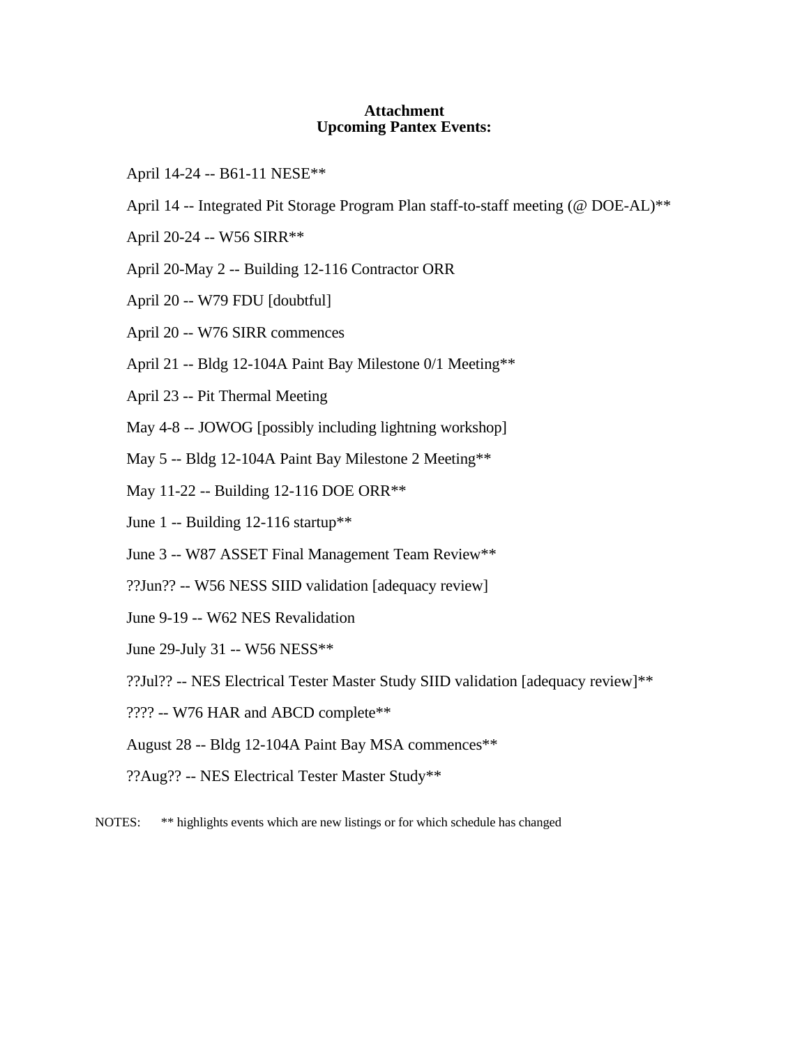**Attachment**
**Upcoming Pantex Events:**

April 14-24 -- B61-11 NESE**

April 14 -- Integrated Pit Storage Program Plan staff-to-staff meeting (@ DOE-AL)**

April 20-24 -- W56 SIRR**

April 20-May 2 -- Building 12-116 Contractor ORR

April 20 -- W79 FDU [doubtful]

April 20 -- W76 SIRR commences

April 21 -- Bldg 12-104A Paint Bay Milestone 0/1 Meeting**

April 23 -- Pit Thermal Meeting

May 4-8 -- JOWOG [possibly including lightning workshop]

May 5 -- Bldg 12-104A Paint Bay Milestone 2 Meeting**

May 11-22 -- Building 12-116 DOE ORR**

June 1 -- Building 12-116 startup**

June 3 -- W87 ASSET Final Management Team Review**

??Jun?? -- W56 NESS SIID validation [adequacy review]

June 9-19 -- W62 NES Revalidation

June 29-July 31 -- W56 NESS**

??Jul?? -- NES Electrical Tester Master Study SIID validation [adequacy review]**

???? -- W76 HAR and ABCD complete**

August 28 -- Bldg 12-104A Paint Bay MSA commences**

??Aug?? -- NES Electrical Tester Master Study**

NOTES: ** highlights events which are new listings or for which schedule has changed